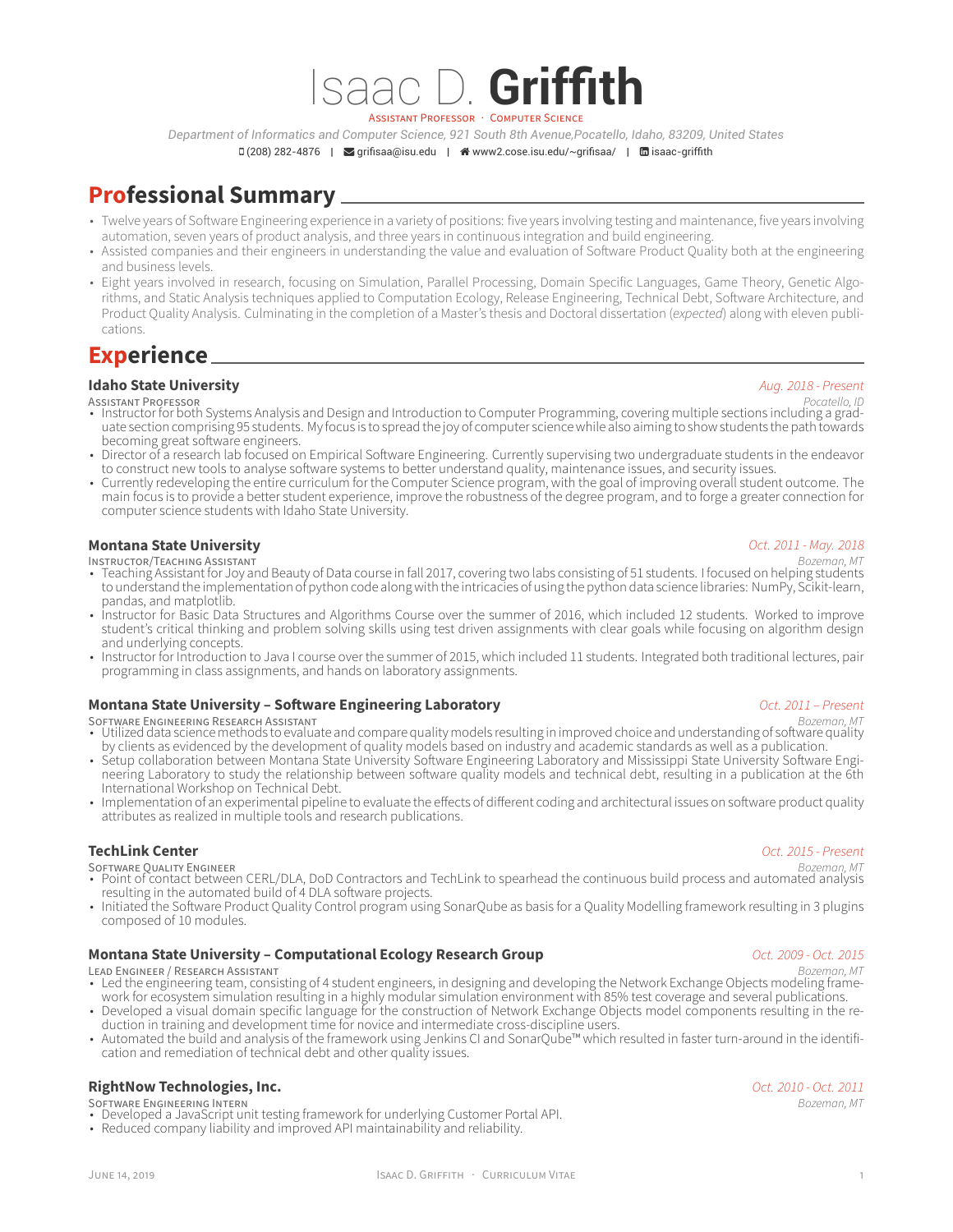# Isaac D. **Griffith**

ASSISTANT PROFESSOR · COMPUTER SCIENCE

*Department of Informatics and Computer Science, 921 South 8th Avenue,Pocatello, Idaho, 83209, United States*

(208) 282-4876 | grifisaa@isu.edu | www2.cose.isu.edu/~grifisaa/ | isaac-griffith

## Professional Summary

- Twelve years of Software Engineering experience in a variety of positions: five years involving testing and maintenance, five years involving automation, seven years of product analysis, and three years in continuous integration and build engineering.
- Assisted companies and their engineers in understanding the value and evaluation of Software Product Quality both at the engineering and business levels.
- Eight years involved in research, focusing on Simulation, Parallel Processing, Domain Specific Languages, Game Theory, Genetic Algorithms, and Static Analysis techniques applied to Computation Ecology, Release Engineering, Technical Debt, Software Architecture, and Product Quality Analysis. Culminating in the completion of a Master's thesis and Doctoral dissertation (*expected*) along with eleven publications.

## Experience

### Idaho State University
*Aug. 2018 - Present*

ASSISTANT PROFESSOR — *Pocatello, ID*

- Instructor for both Systems Analysis and Design and Introduction to Computer Programming, covering multiple sections including a graduate section comprising 95 students. My focus is to spread the joy of computer science while also aiming to show students the path towards becoming great software engineers.
- Director of a research lab focused on Empirical Software Engineering. Currently supervising two undergraduate students in the endeavor to construct new tools to analyse software systems to better understand quality, maintenance issues, and security issues.
- Currently redeveloping the entire curriculum for the Computer Science program, with the goal of improving overall student outcome. The main focus is to provide a better student experience, improve the robustness of the degree program, and to forge a greater connection for computer science students with Idaho State University.

### Montana State University
*Oct. 2011 - May. 2018*

INSTRUCTOR/TEACHING ASSISTANT — *Bozeman, MT*

- Teaching Assistant for Joy and Beauty of Data course in fall 2017, covering two labs consisting of 51 students. I focused on helping students to understand the implementation of python code along with the intricacies of using the python data science libraries: NumPy, Scikit-learn, pandas, and matplotlib.
- Instructor for Basic Data Structures and Algorithms Course over the summer of 2016, which included 12 students. Worked to improve student's critical thinking and problem solving skills using test driven assignments with clear goals while focusing on algorithm design and underlying concepts.
- Instructor for Introduction to Java I course over the summer of 2015, which included 11 students. Integrated both traditional lectures, pair programming in class assignments, and hands on laboratory assignments.

### Montana State University – Software Engineering Laboratory
*Oct. 2011 – Present*

SOFTWARE ENGINEERING RESEARCH ASSISTANT — *Bozeman, MT*

- Utilized data science methods to evaluate and compare quality models resulting in improved choice and understanding of software quality by clients as evidenced by the development of quality models based on industry and academic standards as well as a publication.
- Setup collaboration between Montana State University Software Engineering Laboratory and Mississippi State University Software Engineering Laboratory to study the relationship between software quality models and technical debt, resulting in a publication at the 6th International Workshop on Technical Debt.
- Implementation of an experimental pipeline to evaluate the effects of different coding and architectural issues on software product quality attributes as realized in multiple tools and research publications.

### TechLink Center
*Oct. 2015 - Present*

SOFTWARE QUALITY ENGINEER — *Bozeman, MT*

- Point of contact between CERL/DLA, DoD Contractors and TechLink to spearhead the continuous build process and automated analysis resulting in the automated build of 4 DLA software projects.
- Initiated the Software Product Quality Control program using SonarQube as basis for a Quality Modelling framework resulting in 3 plugins composed of 10 modules.

### Montana State University – Computational Ecology Research Group
*Oct. 2009 - Oct. 2015*

LEAD ENGINEER / RESEARCH ASSISTANT — *Bozeman, MT*

- Led the engineering team, consisting of 4 student engineers, in designing and developing the Network Exchange Objects modeling framework for ecosystem simulation resulting in a highly modular simulation environment with 85% test coverage and several publications.
- Developed a visual domain specific language for the construction of Network Exchange Objects model components resulting in the reduction in training and development time for novice and intermediate cross-discipline users.
- Automated the build and analysis of the framework using Jenkins CI and SonarQube™ which resulted in faster turn-around in the identification and remediation of technical debt and other quality issues.

### RightNow Technologies, Inc.
*Oct. 2010 - Oct. 2011*

SOFTWARE ENGINEERING INTERN — *Bozeman, MT*

- Developed a JavaScript unit testing framework for underlying Customer Portal API.
- Reduced company liability and improved API maintainability and reliability.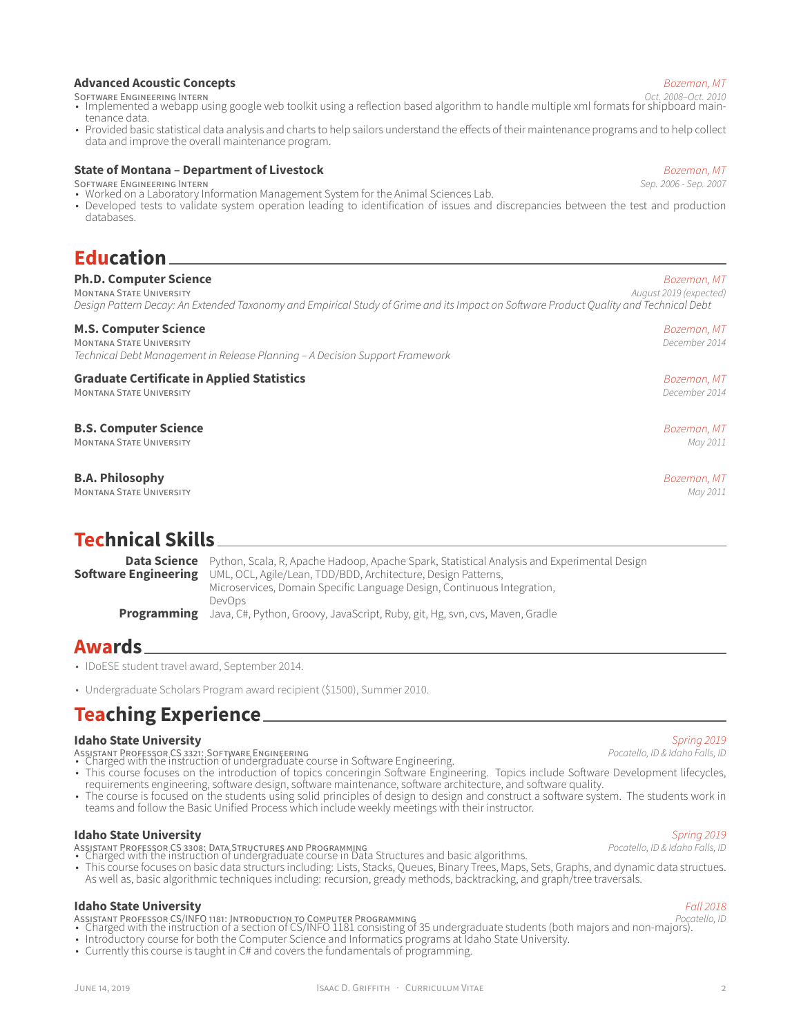### Advanced Acoustic Concepts
*Bozeman, MT*

Software Engineering Intern — *Oct. 2008–Oct. 2010*

- Implemented a webapp using google web toolkit using a reflection based algorithm to handle multiple xml formats for shipboard maintenance data.
- Provided basic statistical data analysis and charts to help sailors understand the effects of their maintenance programs and to help collect data and improve the overall maintenance program.

### State of Montana – Department of Livestock
*Bozeman, MT*

Software Engineering Intern — *Sep. 2006 - Sep. 2007*

- Worked on a Laboratory Information Management System for the Animal Sciences Lab.
- Developed tests to validate system operation leading to identification of issues and discrepancies between the test and production databases.

## Education

### Ph.D. Computer Science
*Bozeman, MT*

Montana State University — *August 2019 (expected)*

*Design Pattern Decay: An Extended Taxonomy and Empirical Study of Grime and its Impact on Software Product Quality and Technical Debt*

### M.S. Computer Science
*Bozeman, MT*

Montana State University — *December 2014*

*Technical Debt Management in Release Planning – A Decision Support Framework*

### Graduate Certificate in Applied Statistics
*Bozeman, MT*

Montana State University — *December 2014*

### B.S. Computer Science
*Bozeman, MT*

Montana State University — *May 2011*

### B.A. Philosophy
*Bozeman, MT*

Montana State University — *May 2011*

## Technical Skills

**Data Science** Python, Scala, R, Apache Hadoop, Apache Spark, Statistical Analysis and Experimental Design

**Software Engineering** UML, OCL, Agile/Lean, TDD/BDD, Architecture, Design Patterns, Microservices, Domain Specific Language Design, Continuous Integration, DevOps

**Programming** Java, C#, Python, Groovy, JavaScript, Ruby, git, Hg, svn, cvs, Maven, Gradle

## Awards

- IDoESE student travel award, September 2014.
- Undergraduate Scholars Program award recipient ($1500), Summer 2010.

## Teaching Experience

### Idaho State University
*Spring 2019*

Assistant Professor CS 3321: Software Engineering — *Pocatello, ID & Idaho Falls, ID*

- Charged with the instruction of undergraduate course in Software Engineering.
- This course focuses on the introduction of topics conceringin Software Engineering. Topics include Software Development lifecycles, requirements engineering, software design, software maintenance, software architecture, and software quality.
- The course is focused on the students using solid principles of design to design and construct a software system. The students work in teams and follow the Basic Unified Process which include weekly meetings with their instructor.

### Idaho State University
*Spring 2019*

Assistant Professor CS 3308: Data Structures and Programming — *Pocatello, ID & Idaho Falls, ID*

- Charged with the instruction of undergraduate course in Data Structures and basic algorithms.
- This course focuses on basic data structurs including: Lists, Stacks, Queues, Binary Trees, Maps, Sets, Graphs, and dynamic data structues. As well as, basic algorithmic techniques including: recursion, gready methods, backtracking, and graph/tree traversals.

### Idaho State University
*Fall 2018*

Assistant Professor CS/INFO 1181: Introduction to Computer Programming — *Pocatello, ID*

- Charged with the instruction of a section of CS/INFO 1181 consisting of 35 undergraduate students (both majors and non-majors).
- Introductory course for both the Computer Science and Informatics programs at Idaho State University.
- Currently this course is taught in C# and covers the fundamentals of programming.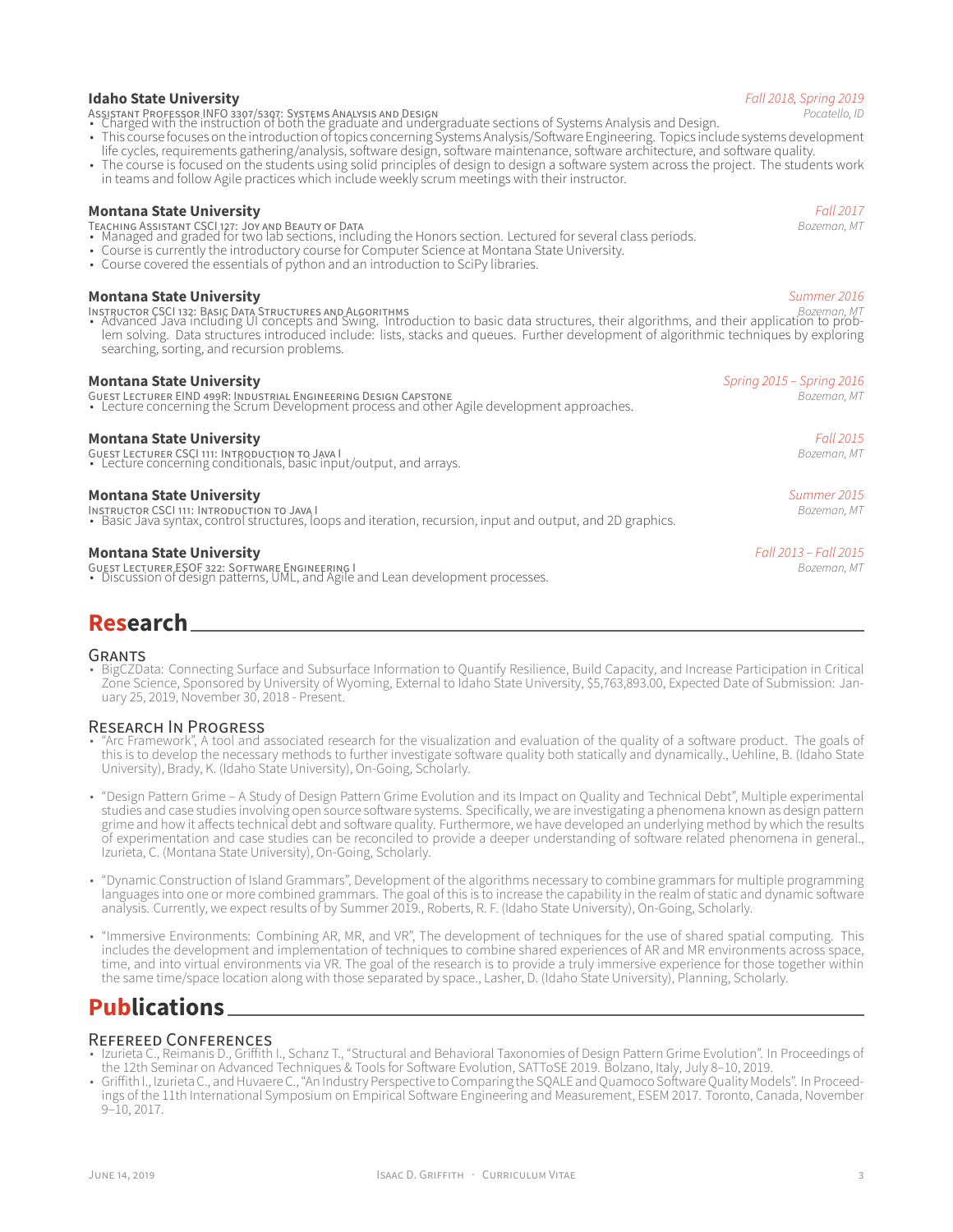**Idaho State University** *Fall 2018, Spring 2019*
Assistant Professor INFO 3307/5307: Systems Analysis and Design *Pocatello, ID*

- Charged with the instruction of both the graduate and undergraduate sections of Systems Analysis and Design.
- This course focuses on the introduction of topics concerning Systems Analysis/Software Engineering. Topics include systems development life cycles, requirements gathering/analysis, software design, software maintenance, software architecture, and software quality.
- The course is focused on the students using solid principles of design to design a software system across the project. The students work in teams and follow Agile practices which include weekly scrum meetings with their instructor.

**Montana State University** *Fall 2017*
Teaching Assistant CSCI 127: Joy and Beauty of Data *Bozeman, MT*

- Managed and graded for two lab sections, including the Honors section. Lectured for several class periods.
- Course is currently the introductory course for Computer Science at Montana State University.
- Course covered the essentials of python and an introduction to SciPy libraries.

**Montana State University** *Summer 2016*
Instructor CSCI 132: Basic Data Structures and Algorithms *Bozeman, MT*

- Advanced Java including UI concepts and Swing. Introduction to basic data structures, their algorithms, and their application to problem solving. Data structures introduced include: lists, stacks and queues. Further development of algorithmic techniques by exploring searching, sorting, and recursion problems.

**Montana State University** *Spring 2015 – Spring 2016*
Guest Lecturer EIND 499R: Industrial Engineering Design Capstone *Bozeman, MT*

- Lecture concerning the Scrum Development process and other Agile development approaches.

**Montana State University** *Fall 2015*
Guest Lecturer CSCI 111: Introduction to Java I *Bozeman, MT*

- Lecture concerning conditionals, basic input/output, and arrays.

**Montana State University** *Summer 2015*
Instructor CSCI 111: Introduction to Java I *Bozeman, MT*

- Basic Java syntax, control structures, loops and iteration, recursion, input and output, and 2D graphics.

**Montana State University** *Fall 2013 – Fall 2015*
Guest Lecturer ESOF 322: Software Engineering I *Bozeman, MT*

- Discussion of design patterns, UML, and Agile and Lean development processes.

# Research

## Grants

- BigCZData: Connecting Surface and Subsurface Information to Quantify Resilience, Build Capacity, and Increase Participation in Critical Zone Science, Sponsored by University of Wyoming, External to Idaho State University, $5,763,893.00, Expected Date of Submission: January 25, 2019, November 30, 2018 - Present.

## Research In Progress

- "Arc Framework", A tool and associated research for the visualization and evaluation of the quality of a software product. The goals of this is to develop the necessary methods to further investigate software quality both statically and dynamically., Uehline, B. (Idaho State University), Brady, K. (Idaho State University), On-Going, Scholarly.

- "Design Pattern Grime – A Study of Design Pattern Grime Evolution and its Impact on Quality and Technical Debt", Multiple experimental studies and case studies involving open source software systems. Specifically, we are investigating a phenomena known as design pattern grime and how it affects technical debt and software quality. Furthermore, we have developed an underlying method by which the results of experimentation and case studies can be reconciled to provide a deeper understanding of software related phenomena in general., Izurieta, C. (Montana State University), On-Going, Scholarly.

- "Dynamic Construction of Island Grammars", Development of the algorithms necessary to combine grammars for multiple programming languages into one or more combined grammars. The goal of this is to increase the capability in the realm of static and dynamic software analysis. Currently, we expect results of by Summer 2019., Roberts, R. F. (Idaho State University), On-Going, Scholarly.

- "Immersive Environments: Combining AR, MR, and VR", The development of techniques for the use of shared spatial computing. This includes the development and implementation of techniques to combine shared experiences of AR and MR environments across space, time, and into virtual environments via VR. The goal of the research is to provide a truly immersive experience for those together within the same time/space location along with those separated by space., Lasher, D. (Idaho State University), Planning, Scholarly.

# Publications

## Refereed Conferences

- Izurieta C., Reimanis D., Griffith I., Schanz T., "Structural and Behavioral Taxonomies of Design Pattern Grime Evolution". In Proceedings of the 12th Seminar on Advanced Techniques & Tools for Software Evolution, SATToSE 2019. Bolzano, Italy, July 8–10, 2019.
- Griffith I., Izurieta C., and Huvaere C., "An Industry Perspective to Comparing the SQALE and Quamoco Software Quality Models". In Proceedings of the 11th International Symposium on Empirical Software Engineering and Measurement, ESEM 2017. Toronto, Canada, November 9–10, 2017.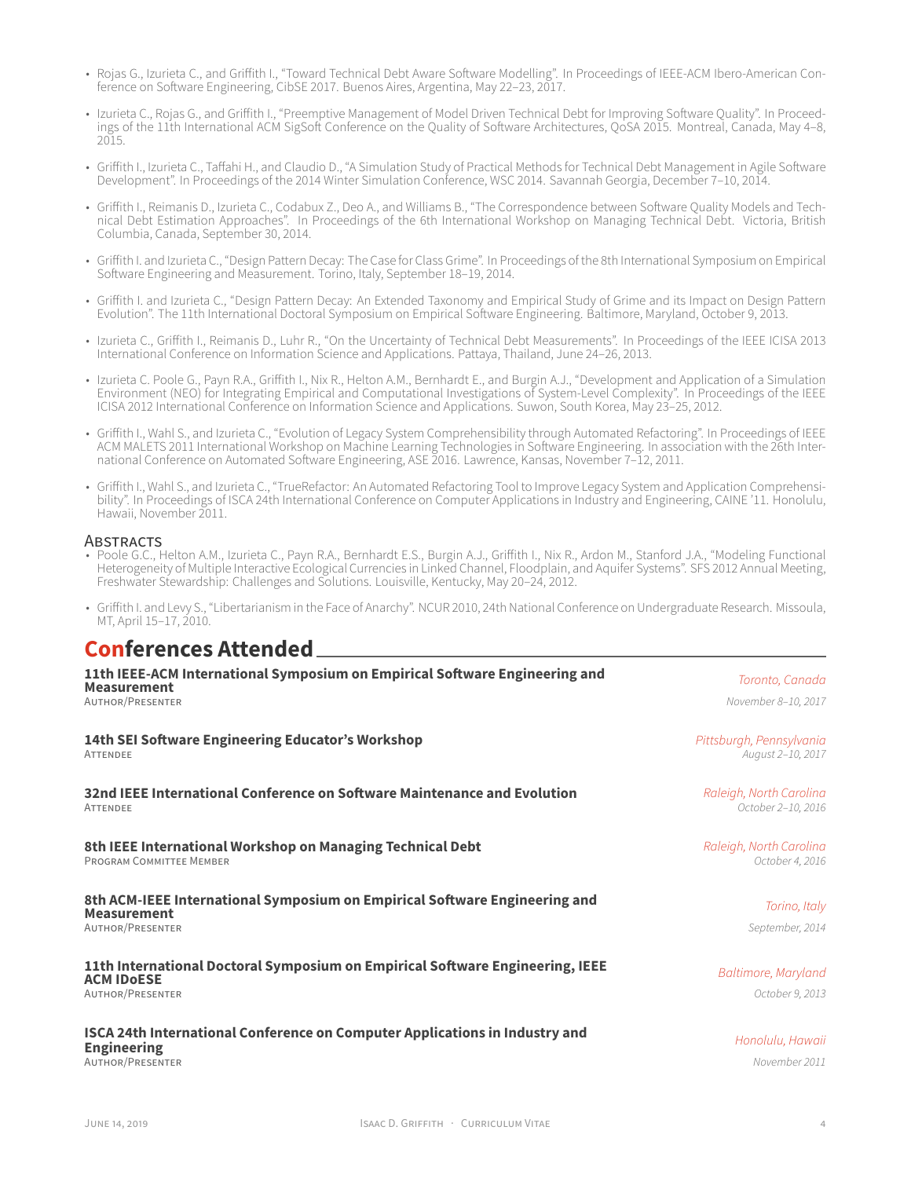- Rojas G., Izurieta C., and Griffith I., "Toward Technical Debt Aware Software Modelling". In Proceedings of IEEE-ACM Ibero-American Conference on Software Engineering, CibSE 2017. Buenos Aires, Argentina, May 22–23, 2017.

- Izurieta C., Rojas G., and Griffith I., "Preemptive Management of Model Driven Technical Debt for Improving Software Quality". In Proceedings of the 11th International ACM SigSoft Conference on the Quality of Software Architectures, QoSA 2015. Montreal, Canada, May 4–8, 2015.

- Griffith I., Izurieta C., Taffahi H., and Claudio D., "A Simulation Study of Practical Methods for Technical Debt Management in Agile Software Development". In Proceedings of the 2014 Winter Simulation Conference, WSC 2014. Savannah Georgia, December 7–10, 2014.

- Griffith I., Reimanis D., Izurieta C., Codabux Z., Deo A., and Williams B., "The Correspondence between Software Quality Models and Technical Debt Estimation Approaches". In Proceedings of the 6th International Workshop on Managing Technical Debt. Victoria, British Columbia, Canada, September 30, 2014.

- Griffith I. and Izurieta C., "Design Pattern Decay: The Case for Class Grime". In Proceedings of the 8th International Symposium on Empirical Software Engineering and Measurement. Torino, Italy, September 18–19, 2014.

- Griffith I. and Izurieta C., "Design Pattern Decay: An Extended Taxonomy and Empirical Study of Grime and its Impact on Design Pattern Evolution". The 11th International Doctoral Symposium on Empirical Software Engineering. Baltimore, Maryland, October 9, 2013.

- Izurieta C., Griffith I., Reimanis D., Luhr R., "On the Uncertainty of Technical Debt Measurements". In Proceedings of the IEEE ICISA 2013 International Conference on Information Science and Applications. Pattaya, Thailand, June 24–26, 2013.

- Izurieta C. Poole G., Payn R.A., Griffith I., Nix R., Helton A.M., Bernhardt E., and Burgin A.J., "Development and Application of a Simulation Environment (NEO) for Integrating Empirical and Computational Investigations of System-Level Complexity". In Proceedings of the IEEE ICISA 2012 International Conference on Information Science and Applications. Suwon, South Korea, May 23–25, 2012.

- Griffith I., Wahl S., and Izurieta C., "Evolution of Legacy System Comprehensibility through Automated Refactoring". In Proceedings of IEEE ACM MALETS 2011 International Workshop on Machine Learning Technologies in Software Engineering. In association with the 26th International Conference on Automated Software Engineering, ASE 2016. Lawrence, Kansas, November 7–12, 2011.

- Griffith I., Wahl S., and Izurieta C., "TrueRefactor: An Automated Refactoring Tool to Improve Legacy System and Application Comprehensibility". In Proceedings of ISCA 24th International Conference on Computer Applications in Industry and Engineering, CAINE '11. Honolulu, Hawaii, November 2011.

### Abstracts

- Poole G.C., Helton A.M., Izurieta C., Payn R.A., Bernhardt E.S., Burgin A.J., Griffith I., Nix R., Ardon M., Stanford J.A., "Modeling Functional Heterogeneity of Multiple Interactive Ecological Currencies in Linked Channel, Floodplain, and Aquifer Systems". SFS 2012 Annual Meeting, Freshwater Stewardship: Challenges and Solutions. Louisville, Kentucky, May 20–24, 2012.

- Griffith I. and Levy S., "Libertarianism in the Face of Anarchy". NCUR 2010, 24th National Conference on Undergraduate Research. Missoula, MT, April 15–17, 2010.

## Conferences Attended

**11th IEEE-ACM International Symposium on Empirical Software Engineering and Measurement** — *Toronto, Canada*
Author/Presenter — *November 8–10, 2017*

**14th SEI Software Engineering Educator's Workshop** — *Pittsburgh, Pennsylvania*
Attendee — *August 2–10, 2017*

**32nd IEEE International Conference on Software Maintenance and Evolution** — *Raleigh, North Carolina*
Attendee — *October 2–10, 2016*

**8th IEEE International Workshop on Managing Technical Debt** — *Raleigh, North Carolina*
Program Committee Member — *October 4, 2016*

**8th ACM-IEEE International Symposium on Empirical Software Engineering and Measurement** — *Torino, Italy*
Author/Presenter — *September, 2014*

**11th International Doctoral Symposium on Empirical Software Engineering, IEEE ACM IDoESE** — *Baltimore, Maryland*
Author/Presenter — *October 9, 2013*

**ISCA 24th International Conference on Computer Applications in Industry and Engineering** — *Honolulu, Hawaii*
Author/Presenter — *November 2011*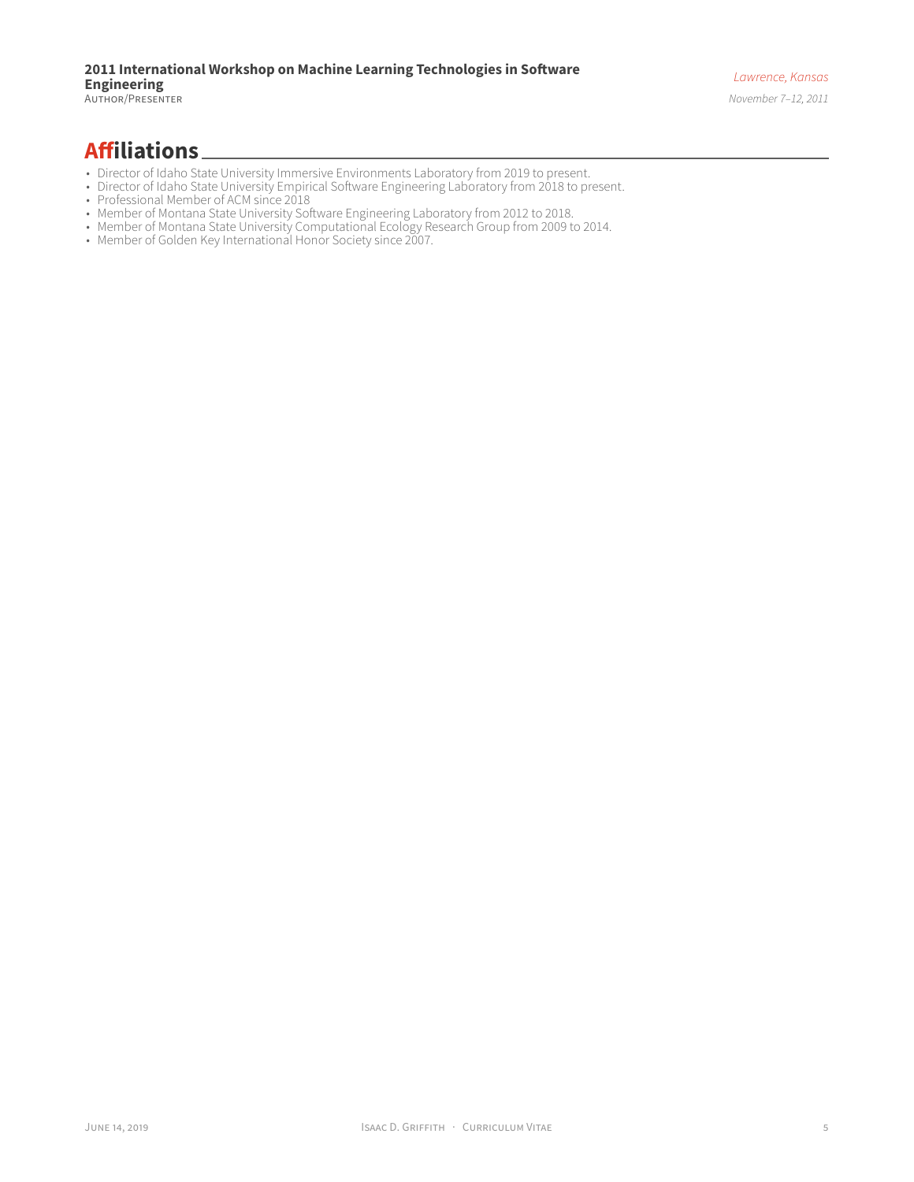**2011 International Workshop on Machine Learning Technologies in Software Engineering** *Lawrence, Kansas*
AUTHOR/PRESENTER *November 7–12, 2011*

## Affiliations

- Director of Idaho State University Immersive Environments Laboratory from 2019 to present.
- Director of Idaho State University Empirical Software Engineering Laboratory from 2018 to present.
- Professional Member of ACM since 2018
- Member of Montana State University Software Engineering Laboratory from 2012 to 2018.
- Member of Montana State University Computational Ecology Research Group from 2009 to 2014.
- Member of Golden Key International Honor Society since 2007.